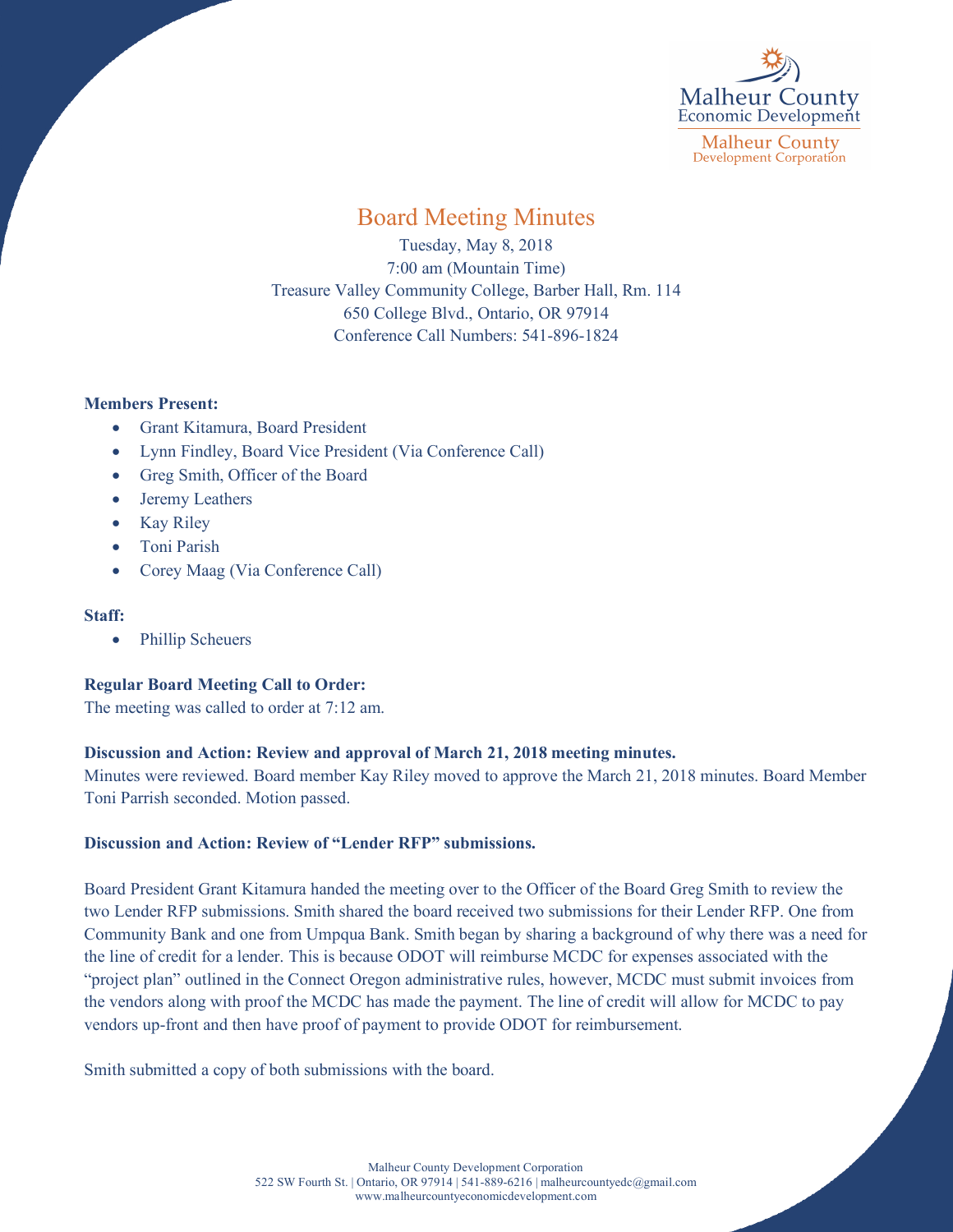Malheur County
Economic Development

Malheur County
Development Corporation

# Board Meeting Minutes

Tuesday, May 8, 2018
7:00 am (Mountain Time)
Treasure Valley Community College, Barber Hall, Rm. 114
650 College Blvd., Ontario, OR 97914
Conference Call Numbers: 541-896-1824

**Members Present:**

- Grant Kitamura, Board President
- Lynn Findley, Board Vice President (Via Conference Call)
- Greg Smith, Officer of the Board
- Jeremy Leathers
- Kay Riley
- Toni Parish
- Corey Maag (Via Conference Call)

**Staff:**

- Phillip Scheuers

**Regular Board Meeting Call to Order:**
The meeting was called to order at 7:12 am.

**Discussion and Action: Review and approval of March 21, 2018 meeting minutes.**
Minutes were reviewed. Board member Kay Riley moved to approve the March 21, 2018 minutes. Board Member Toni Parrish seconded. Motion passed.

**Discussion and Action: Review of "Lender RFP" submissions.**

Board President Grant Kitamura handed the meeting over to the Officer of the Board Greg Smith to review the two Lender RFP submissions. Smith shared the board received two submissions for their Lender RFP. One from Community Bank and one from Umpqua Bank. Smith began by sharing a background of why there was a need for the line of credit for a lender. This is because ODOT will reimburse MCDC for expenses associated with the "project plan" outlined in the Connect Oregon administrative rules, however, MCDC must submit invoices from the vendors along with proof the MCDC has made the payment. The line of credit will allow for MCDC to pay vendors up-front and then have proof of payment to provide ODOT for reimbursement.

Smith submitted a copy of both submissions with the board.

Malheur County Development Corporation
522 SW Fourth St. | Ontario, OR 97914 | 541-889-6216 | malheurcountyedc@gmail.com
www.malheurcountyeconomicdevelopment.com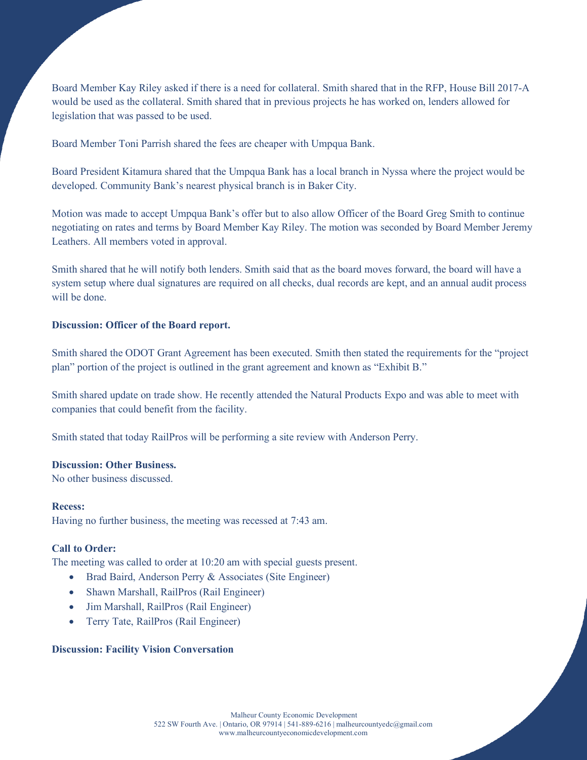Board Member Kay Riley asked if there is a need for collateral. Smith shared that in the RFP, House Bill 2017-A would be used as the collateral. Smith shared that in previous projects he has worked on, lenders allowed for legislation that was passed to be used.

Board Member Toni Parrish shared the fees are cheaper with Umpqua Bank.

Board President Kitamura shared that the Umpqua Bank has a local branch in Nyssa where the project would be developed. Community Bank's nearest physical branch is in Baker City.

Motion was made to accept Umpqua Bank's offer but to also allow Officer of the Board Greg Smith to continue negotiating on rates and terms by Board Member Kay Riley. The motion was seconded by Board Member Jeremy Leathers. All members voted in approval.

Smith shared that he will notify both lenders. Smith said that as the board moves forward, the board will have a system setup where dual signatures are required on all checks, dual records are kept, and an annual audit process will be done.

**Discussion: Officer of the Board report.**

Smith shared the ODOT Grant Agreement has been executed. Smith then stated the requirements for the "project plan" portion of the project is outlined in the grant agreement and known as "Exhibit B."

Smith shared update on trade show. He recently attended the Natural Products Expo and was able to meet with companies that could benefit from the facility.

Smith stated that today RailPros will be performing a site review with Anderson Perry.

**Discussion: Other Business.**
No other business discussed.

**Recess:**
Having no further business, the meeting was recessed at 7:43 am.

**Call to Order:**
The meeting was called to order at 10:20 am with special guests present.

- Brad Baird, Anderson Perry & Associates (Site Engineer)
- Shawn Marshall, RailPros (Rail Engineer)
- Jim Marshall, RailPros (Rail Engineer)
- Terry Tate, RailPros (Rail Engineer)

**Discussion: Facility Vision Conversation**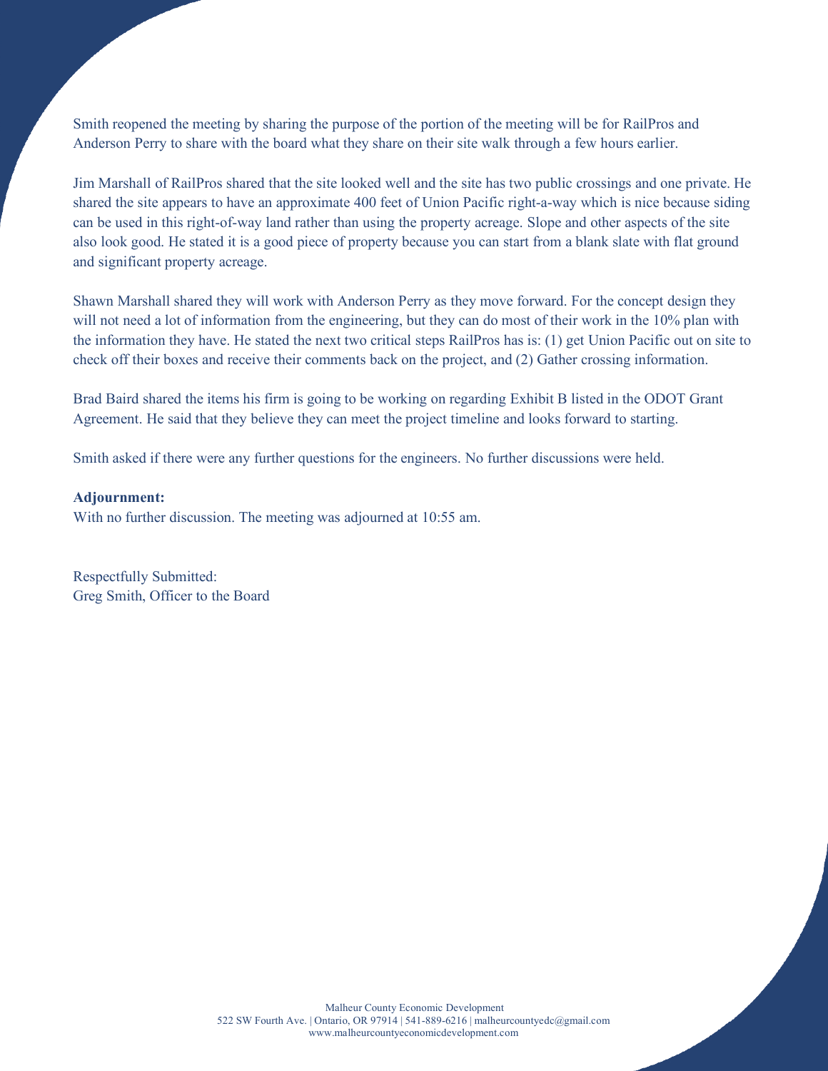Smith reopened the meeting by sharing the purpose of the portion of the meeting will be for RailPros and Anderson Perry to share with the board what they share on their site walk through a few hours earlier.

Jim Marshall of RailPros shared that the site looked well and the site has two public crossings and one private. He shared the site appears to have an approximate 400 feet of Union Pacific right-a-way which is nice because siding can be used in this right-of-way land rather than using the property acreage. Slope and other aspects of the site also look good. He stated it is a good piece of property because you can start from a blank slate with flat ground and significant property acreage.

Shawn Marshall shared they will work with Anderson Perry as they move forward. For the concept design they will not need a lot of information from the engineering, but they can do most of their work in the 10% plan with the information they have. He stated the next two critical steps RailPros has is: (1) get Union Pacific out on site to check off their boxes and receive their comments back on the project, and (2) Gather crossing information.

Brad Baird shared the items his firm is going to be working on regarding Exhibit B listed in the ODOT Grant Agreement. He said that they believe they can meet the project timeline and looks forward to starting.

Smith asked if there were any further questions for the engineers. No further discussions were held.

**Adjournment:**
With no further discussion. The meeting was adjourned at 10:55 am.

Respectfully Submitted:
Greg Smith, Officer to the Board